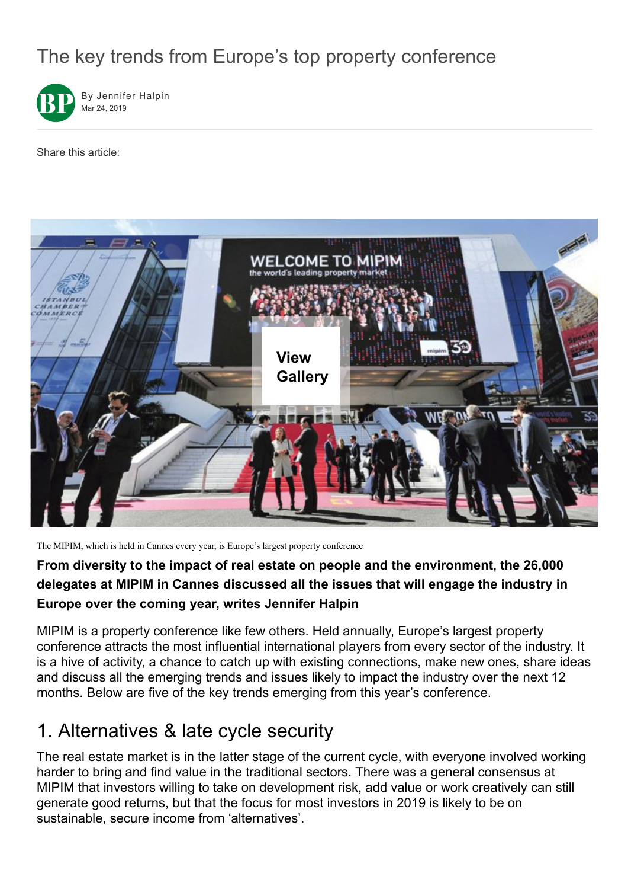# The key trends from Europe's top property conference

By Jennifer Halpin
Mar 24, 2019

Share this article:

The MIPIM, which is held in Cannes every year, is Europe's largest property conference

**From diversity to the impact of real estate on people and the environment, the 26,000 delegates at MIPIM in Cannes discussed all the issues that will engage the industry in Europe over the coming year, writes Jennifer Halpin**

MIPIM is a property conference like few others. Held annually, Europe's largest property conference attracts the most influential international players from every sector of the industry. It is a hive of activity, a chance to catch up with existing connections, make new ones, share ideas and discuss all the emerging trends and issues likely to impact the industry over the next 12 months. Below are five of the key trends emerging from this year's conference.

## 1. Alternatives & late cycle security

The real estate market is in the latter stage of the current cycle, with everyone involved working harder to bring and find value in the traditional sectors. There was a general consensus at MIPIM that investors willing to take on development risk, add value or work creatively can still generate good returns, but that the focus for most investors in 2019 is likely to be on sustainable, secure income from 'alternatives'.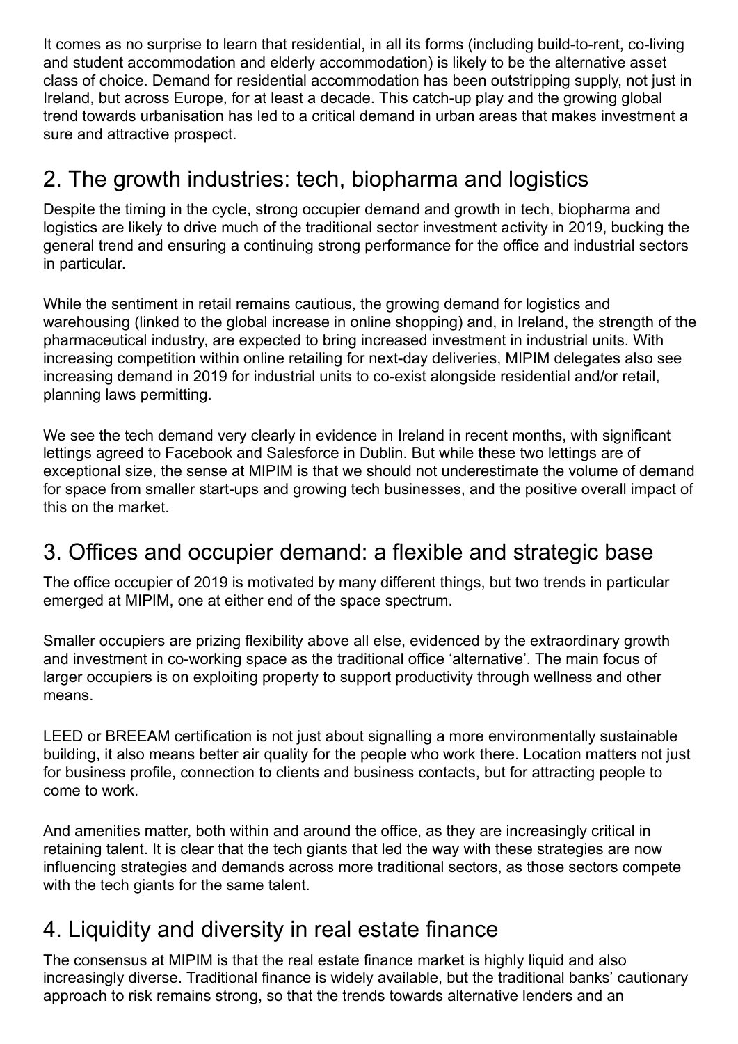It comes as no surprise to learn that residential, in all its forms (including build-to-rent, co-living and student accommodation and elderly accommodation) is likely to be the alternative asset class of choice. Demand for residential accommodation has been outstripping supply, not just in Ireland, but across Europe, for at least a decade. This catch-up play and the growing global trend towards urbanisation has led to a critical demand in urban areas that makes investment a sure and attractive prospect.

## 2. The growth industries: tech, biopharma and logistics

Despite the timing in the cycle, strong occupier demand and growth in tech, biopharma and logistics are likely to drive much of the traditional sector investment activity in 2019, bucking the general trend and ensuring a continuing strong performance for the office and industrial sectors in particular.

While the sentiment in retail remains cautious, the growing demand for logistics and warehousing (linked to the global increase in online shopping) and, in Ireland, the strength of the pharmaceutical industry, are expected to bring increased investment in industrial units. With increasing competition within online retailing for next-day deliveries, MIPIM delegates also see increasing demand in 2019 for industrial units to co-exist alongside residential and/or retail, planning laws permitting.

We see the tech demand very clearly in evidence in Ireland in recent months, with significant lettings agreed to Facebook and Salesforce in Dublin. But while these two lettings are of exceptional size, the sense at MIPIM is that we should not underestimate the volume of demand for space from smaller start-ups and growing tech businesses, and the positive overall impact of this on the market.

## 3. Offices and occupier demand: a flexible and strategic base

The office occupier of 2019 is motivated by many different things, but two trends in particular emerged at MIPIM, one at either end of the space spectrum.

Smaller occupiers are prizing flexibility above all else, evidenced by the extraordinary growth and investment in co-working space as the traditional office 'alternative'. The main focus of larger occupiers is on exploiting property to support productivity through wellness and other means.

LEED or BREEAM certification is not just about signalling a more environmentally sustainable building, it also means better air quality for the people who work there. Location matters not just for business profile, connection to clients and business contacts, but for attracting people to come to work.

And amenities matter, both within and around the office, as they are increasingly critical in retaining talent. It is clear that the tech giants that led the way with these strategies are now influencing strategies and demands across more traditional sectors, as those sectors compete with the tech giants for the same talent.

## 4. Liquidity and diversity in real estate finance

The consensus at MIPIM is that the real estate finance market is highly liquid and also increasingly diverse. Traditional finance is widely available, but the traditional banks' cautionary approach to risk remains strong, so that the trends towards alternative lenders and an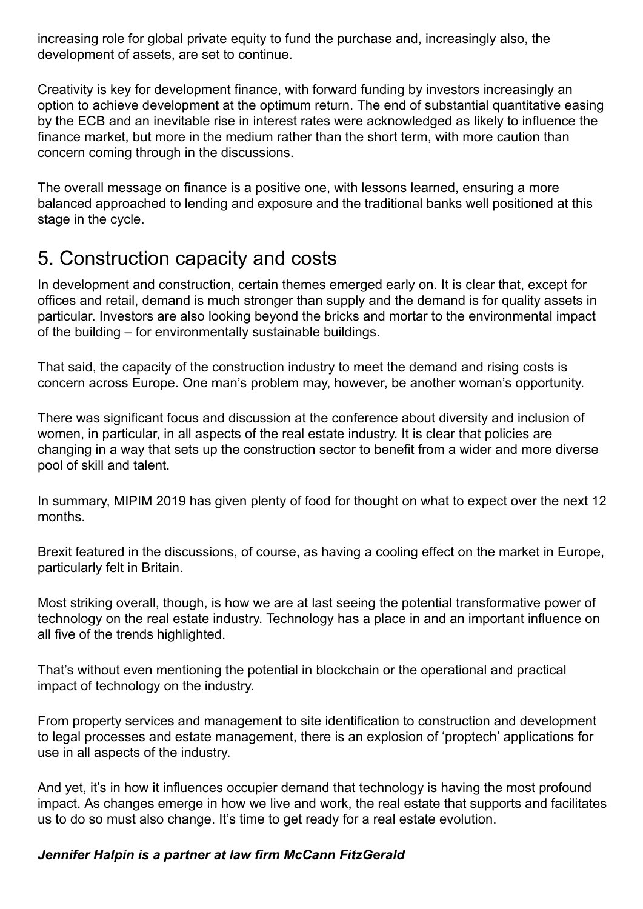increasing role for global private equity to fund the purchase and, increasingly also, the development of assets, are set to continue.

Creativity is key for development finance, with forward funding by investors increasingly an option to achieve development at the optimum return. The end of substantial quantitative easing by the ECB and an inevitable rise in interest rates were acknowledged as likely to influence the finance market, but more in the medium rather than the short term, with more caution than concern coming through in the discussions.

The overall message on finance is a positive one, with lessons learned, ensuring a more balanced approached to lending and exposure and the traditional banks well positioned at this stage in the cycle.

## 5. Construction capacity and costs

In development and construction, certain themes emerged early on. It is clear that, except for offices and retail, demand is much stronger than supply and the demand is for quality assets in particular. Investors are also looking beyond the bricks and mortar to the environmental impact of the building – for environmentally sustainable buildings.

That said, the capacity of the construction industry to meet the demand and rising costs is concern across Europe. One man's problem may, however, be another woman's opportunity.

There was significant focus and discussion at the conference about diversity and inclusion of women, in particular, in all aspects of the real estate industry. It is clear that policies are changing in a way that sets up the construction sector to benefit from a wider and more diverse pool of skill and talent.

In summary, MIPIM 2019 has given plenty of food for thought on what to expect over the next 12 months.

Brexit featured in the discussions, of course, as having a cooling effect on the market in Europe, particularly felt in Britain.

Most striking overall, though, is how we are at last seeing the potential transformative power of technology on the real estate industry. Technology has a place in and an important influence on all five of the trends highlighted.

That's without even mentioning the potential in blockchain or the operational and practical impact of technology on the industry.

From property services and management to site identification to construction and development to legal processes and estate management, there is an explosion of 'proptech' applications for use in all aspects of the industry.

And yet, it's in how it influences occupier demand that technology is having the most profound impact. As changes emerge in how we live and work, the real estate that supports and facilitates us to do so must also change. It's time to get ready for a real estate evolution.

***Jennifer Halpin is a partner at law firm McCann FitzGerald***